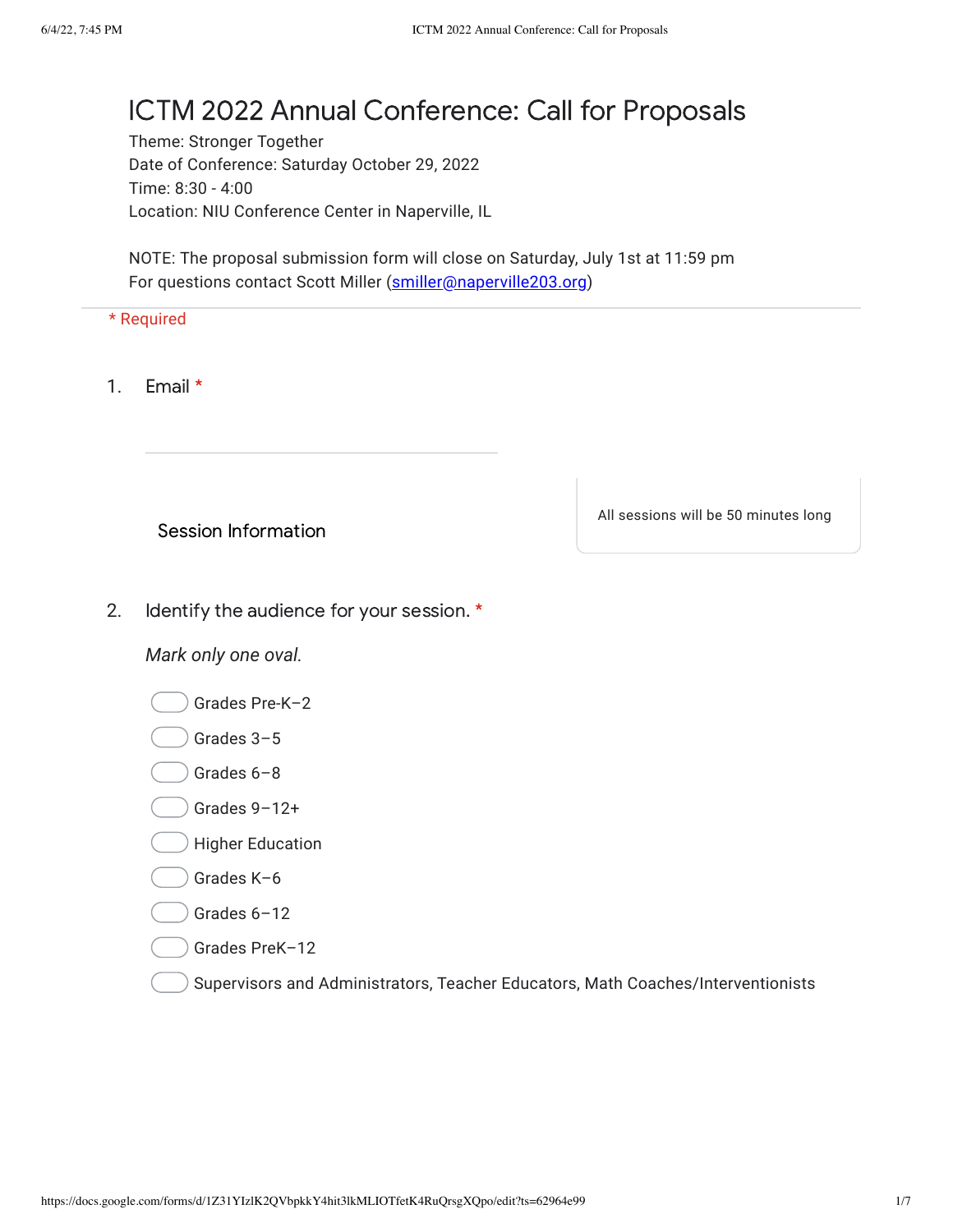# ICTM 2022 Annual Conference: Call for Proposals

Theme: Stronger Together
Date of Conference: Saturday October 29, 2022
Time: 8:30 - 4:00
Location: NIU Conference Center in Naperville, IL

NOTE: The proposal submission form will close on Saturday, July 1st at 11:59 pm
For questions contact Scott Miller (smiller@naperville203.org)

\* Required

1. Email *

   \_\_\_\_\_\_\_\_\_\_\_\_\_\_\_\_\_\_\_\_\_\_\_\_\_\_\_\_\_\_\_\_

## Session Information

All sessions will be 50 minutes long

2. Identify the audience for your session. *

   *Mark only one oval.*

   - ◯ Grades Pre-K–2
   - ◯ Grades 3–5
   - ◯ Grades 6–8
   - ◯ Grades 9–12+
   - ◯ Higher Education
   - ◯ Grades K–6
   - ◯ Grades 6–12
   - ◯ Grades PreK–12
   - ◯ Supervisors and Administrators, Teacher Educators, Math Coaches/Interventionists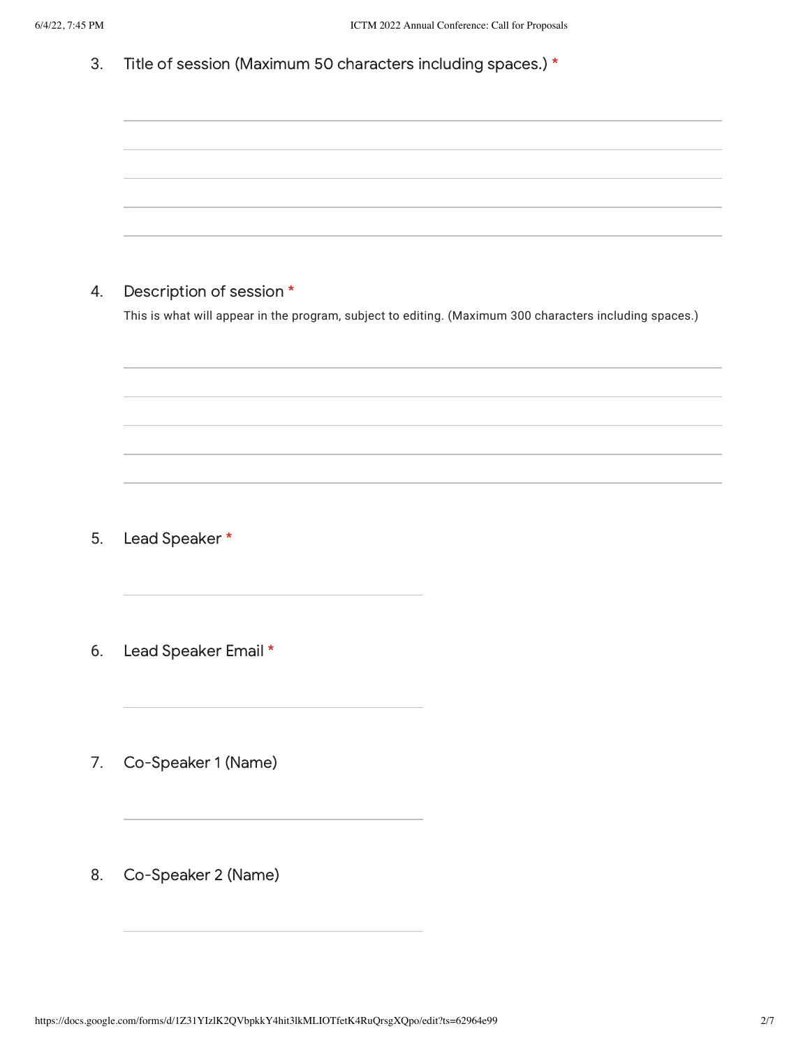3. Title of session (Maximum 50 characters including spaces.) *

4. Description of session *

   This is what will appear in the program, subject to editing. (Maximum 300 characters including spaces.)

5. Lead Speaker *

6. Lead Speaker Email *

7. Co-Speaker 1 (Name)

8. Co-Speaker 2 (Name)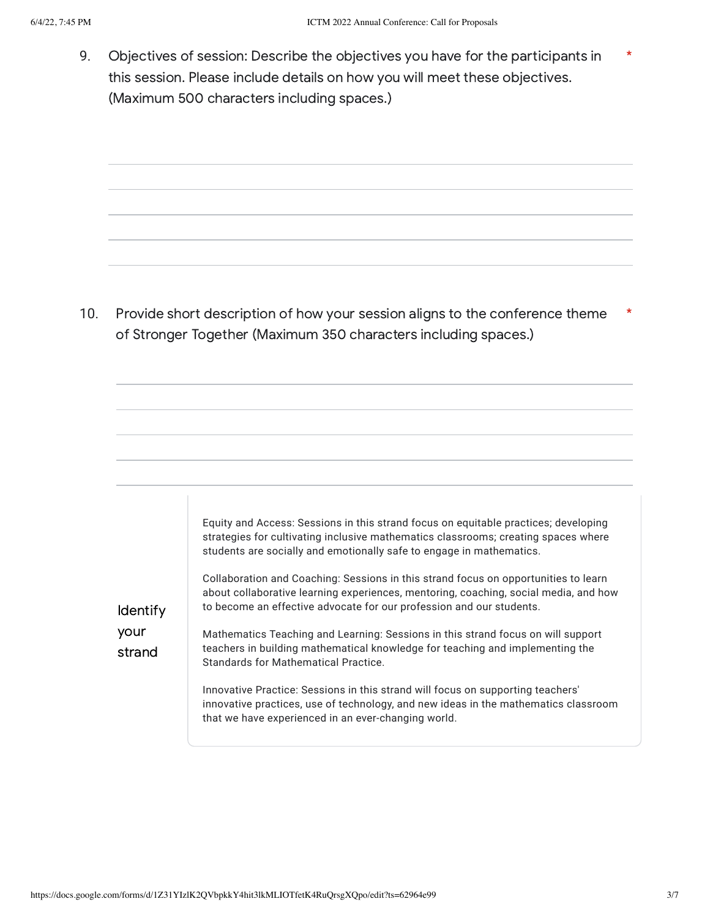9. Objectives of session: Describe the objectives you have for the participants in this session. Please include details on how you will meet these objectives. (Maximum 500 characters including spaces.) *

10. Provide short description of how your session aligns to the conference theme of Stronger Together (Maximum 350 characters including spaces.) *

| Identify your strand | Equity and Access: Sessions in this strand focus on equitable practices; developing strategies for cultivating inclusive mathematics classrooms; creating spaces where students are socially and emotionally safe to engage in mathematics.<br><br>Collaboration and Coaching: Sessions in this strand focus on opportunities to learn about collaborative learning experiences, mentoring, coaching, social media, and how to become an effective advocate for our profession and our students.<br><br>Mathematics Teaching and Learning: Sessions in this strand focus on will support teachers in building mathematical knowledge for teaching and implementing the Standards for Mathematical Practice.<br><br>Innovative Practice: Sessions in this strand will focus on supporting teachers' innovative practices, use of technology, and new ideas in the mathematics classroom that we have experienced in an ever-changing world. |
| --- | --- |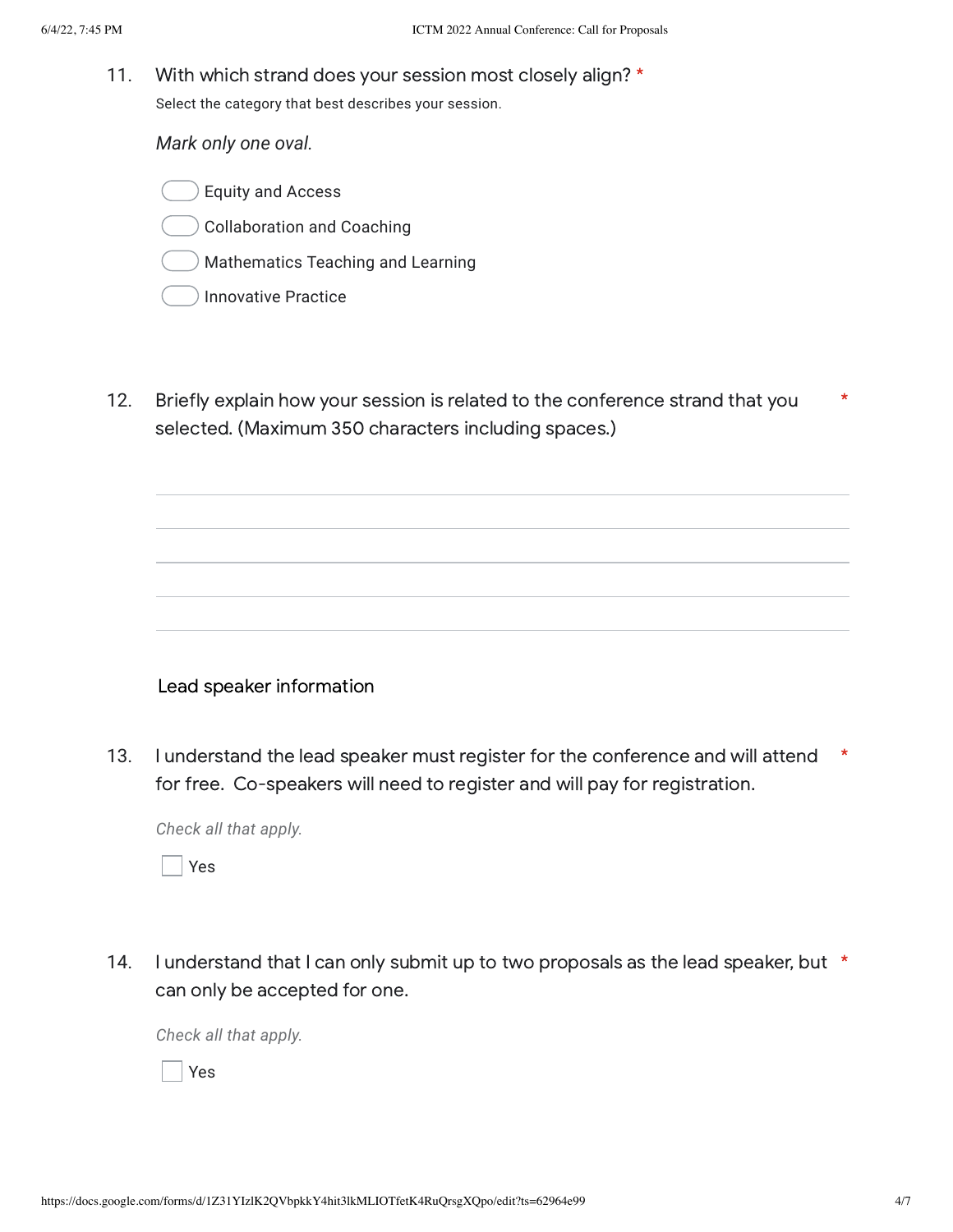11. With which strand does your session most closely align? *

Select the category that best describes your session.

*Mark only one oval.*

- Equity and Access
- Collaboration and Coaching
- Mathematics Teaching and Learning
- Innovative Practice

12. Briefly explain how your session is related to the conference strand that you selected. (Maximum 350 characters including spaces.) *

### Lead speaker information

13. I understand the lead speaker must register for the conference and will attend for free. Co-speakers will need to register and will pay for registration. *

*Check all that apply.*

- [ ] Yes

14. I understand that I can only submit up to two proposals as the lead speaker, but can only be accepted for one. *

*Check all that apply.*

- [ ] Yes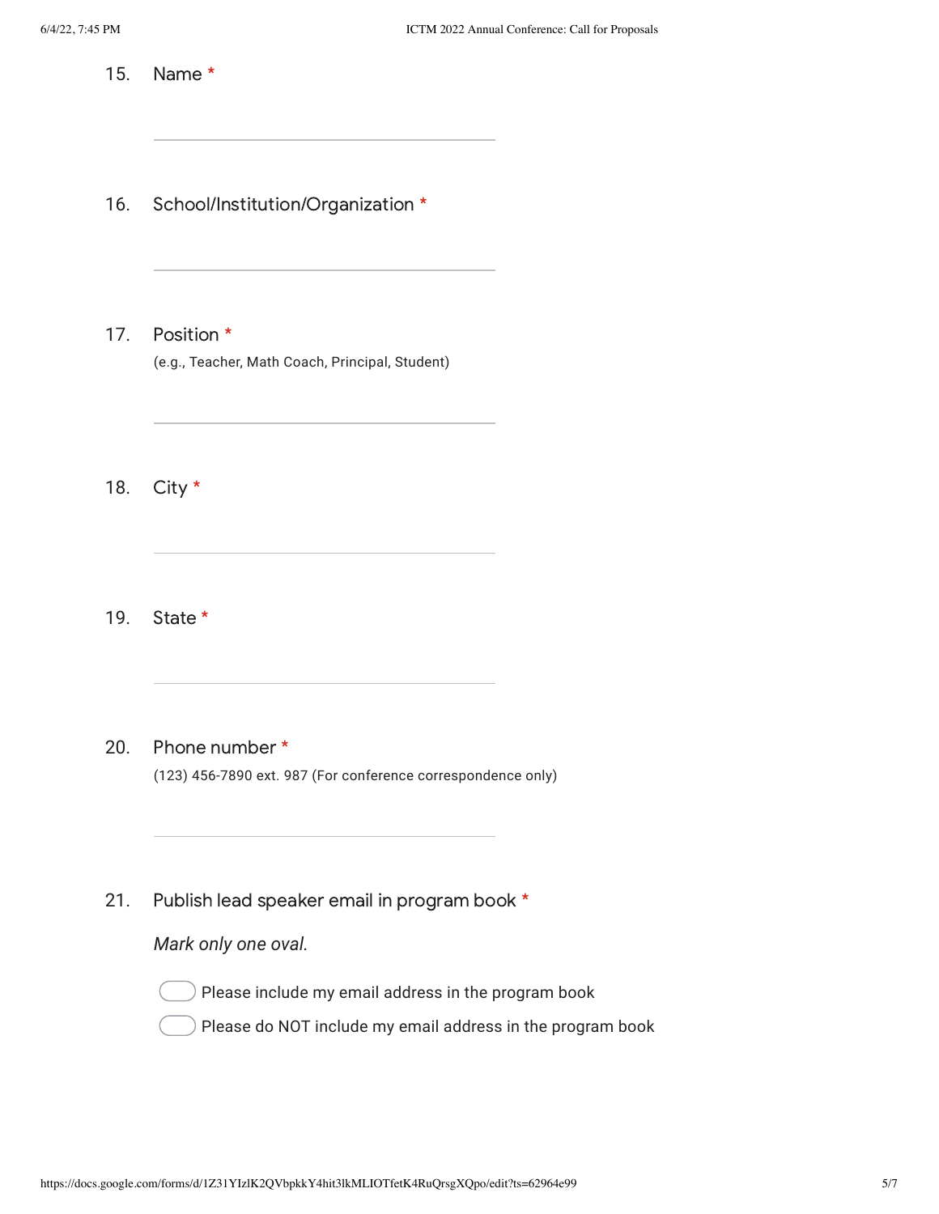15. Name *

\_\_\_\_\_\_\_\_\_\_\_\_\_\_\_\_\_\_\_\_\_\_\_\_\_\_\_\_\_\_\_\_

16. School/Institution/Organization *

\_\_\_\_\_\_\_\_\_\_\_\_\_\_\_\_\_\_\_\_\_\_\_\_\_\_\_\_\_\_\_\_

17. Position *

    (e.g., Teacher, Math Coach, Principal, Student)

\_\_\_\_\_\_\_\_\_\_\_\_\_\_\_\_\_\_\_\_\_\_\_\_\_\_\_\_\_\_\_\_

18. City *

\_\_\_\_\_\_\_\_\_\_\_\_\_\_\_\_\_\_\_\_\_\_\_\_\_\_\_\_\_\_\_\_

19. State *

\_\_\_\_\_\_\_\_\_\_\_\_\_\_\_\_\_\_\_\_\_\_\_\_\_\_\_\_\_\_\_\_

20. Phone number *

    (123) 456-7890 ext. 987 (For conference correspondence only)

\_\_\_\_\_\_\_\_\_\_\_\_\_\_\_\_\_\_\_\_\_\_\_\_\_\_\_\_\_\_\_\_

21. Publish lead speaker email in program book *

    *Mark only one oval.*

    - ( ) Please include my email address in the program book
    - ( ) Please do NOT include my email address in the program book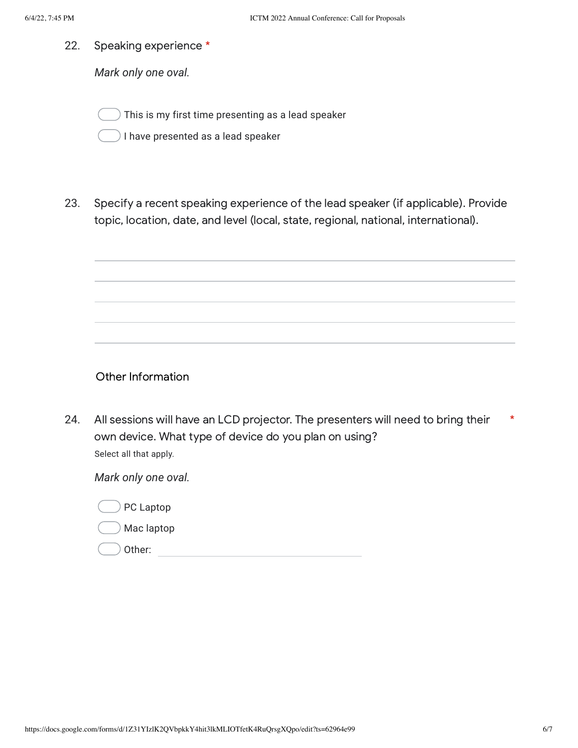22. Speaking experience *

    *Mark only one oval.*

    - ( ) This is my first time presenting as a lead speaker
    - ( ) I have presented as a lead speaker

23. Specify a recent speaking experience of the lead speaker (if applicable). Provide topic, location, date, and level (local, state, regional, national, international).

    ______________________________________________
    ______________________________________________
    ______________________________________________
    ______________________________________________
    ______________________________________________

## Other Information

24. All sessions will have an LCD projector. The presenters will need to bring their own device. What type of device do you plan on using? *

    Select all that apply.

    *Mark only one oval.*

    - ( ) PC Laptop
    - ( ) Mac laptop
    - ( ) Other: ____________________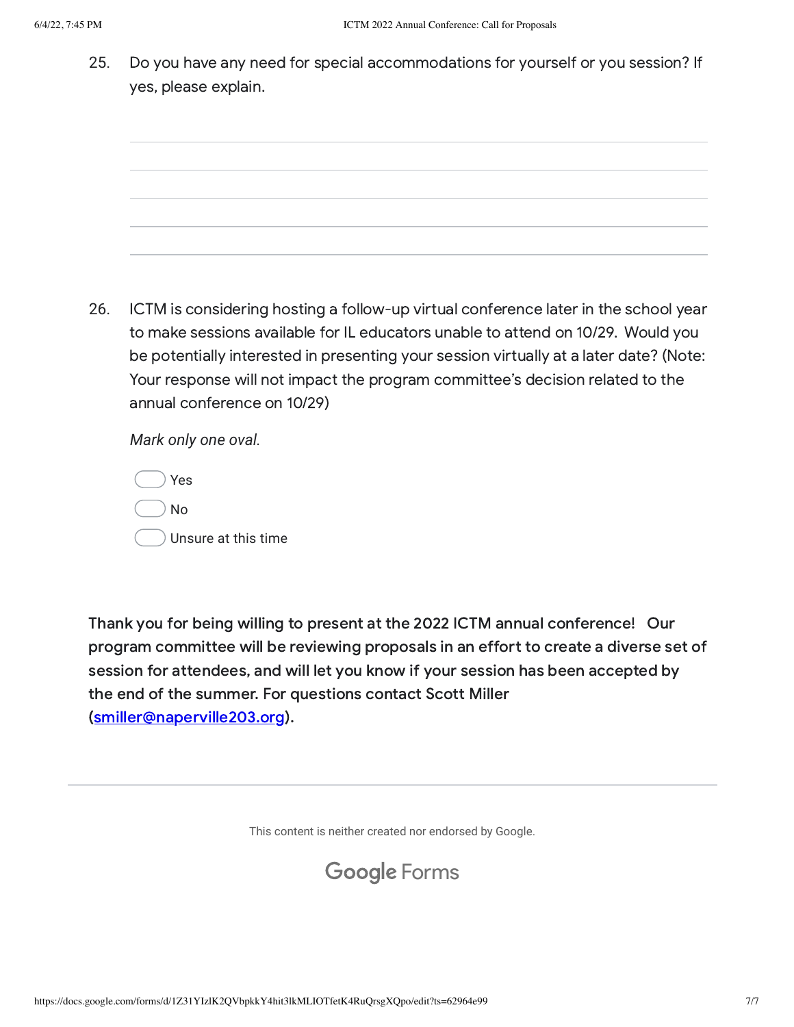25. Do you have any need for special accommodations for yourself or you session? If yes, please explain.

______________________________________________

______________________________________________

______________________________________________

______________________________________________

______________________________________________

26. ICTM is considering hosting a follow-up virtual conference later in the school year to make sessions available for IL educators unable to attend on 10/29. Would you be potentially interested in presenting your session virtually at a later date? (Note: Your response will not impact the program committee's decision related to the annual conference on 10/29)

*Mark only one oval.*

- ◯ Yes
- ◯ No
- ◯ Unsure at this time

**Thank you for being willing to present at the 2022 ICTM annual conference! Our program committee will be reviewing proposals in an effort to create a diverse set of session for attendees, and will let you know if your session has been accepted by the end of the summer. For questions contact Scott Miller ([smiller@naperville203.org](mailto:smiller@naperville203.org)).**

This content is neither created nor endorsed by Google.

Google Forms